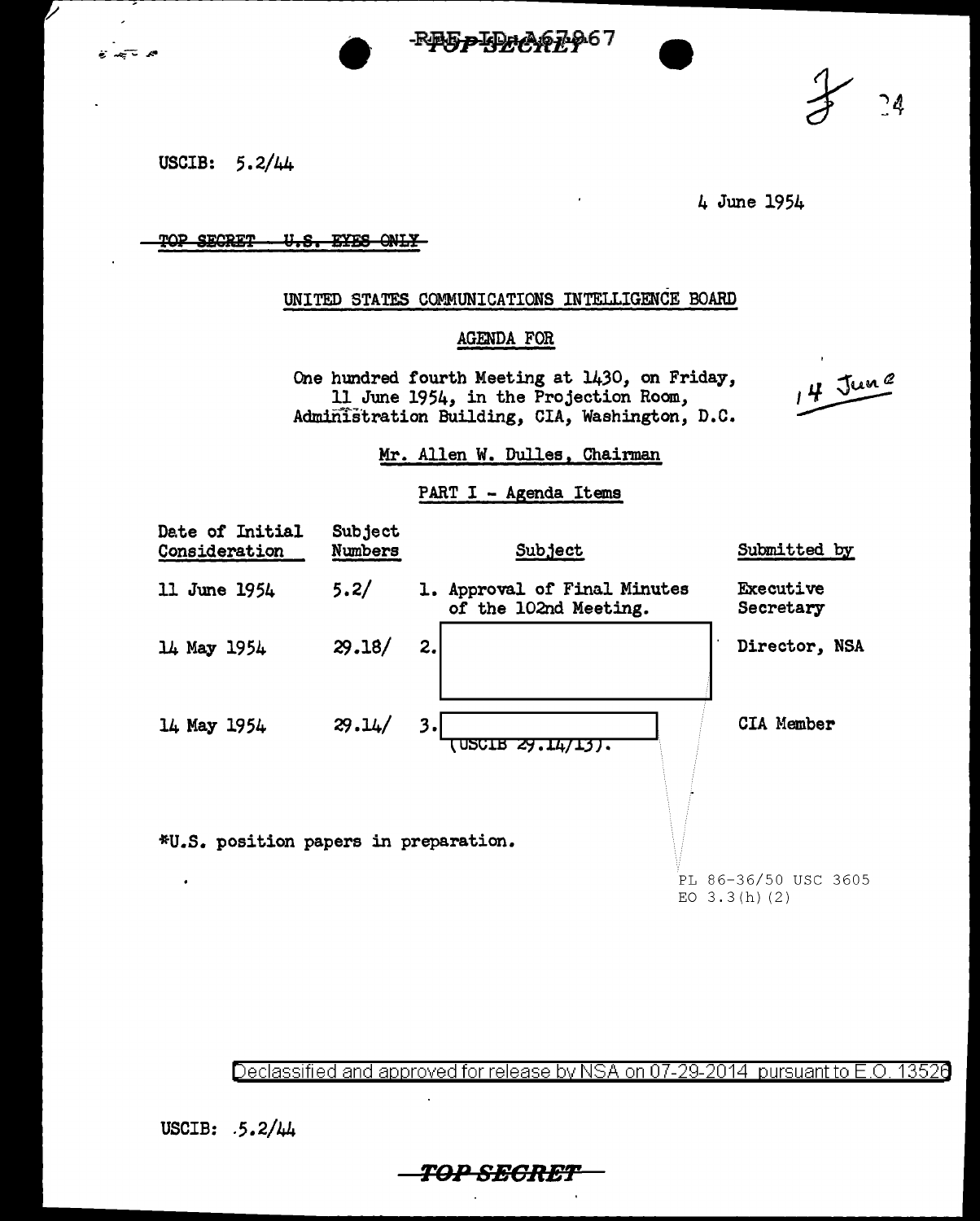USCIB: 5.2/44

4 June 1954

~~TOP SECRET - U.S. EYES ONLY~~

UNITED STATES COMMUNICATIONS INTELLIGENCE BOARD

AGENDA FOR

One hundred fourth Meeting at 1430, on Friday, 11 June 1954, in the Projection Room, Administration Building, CIA, Washington, D.C.

14 June

Mr. Allen W. Dulles, Chairman

PART I - Agenda Items

| Date of Initial Consideration | Subject Numbers | Subject | Submitted by |
| --- | --- | --- | --- |
| 11 June 1954 | 5.2/ | 1. Approval of Final Minutes of the 102nd Meeting. | Executive Secretary |
| 14 May 1954 | 29.18/ | 2. [redacted] | Director, NSA |
| 14 May 1954 | 29.14/ | 3. [redacted] (USCIB 29.14/13). | CIA Member |

*U.S. position papers in preparation.

PL 86-36/50 USC 3605
EO 3.3(h)(2)

Declassified and approved for release by NSA on 07-29-2014 pursuant to E.O. 13526

USCIB: 5.2/44

~~TOP SECRET~~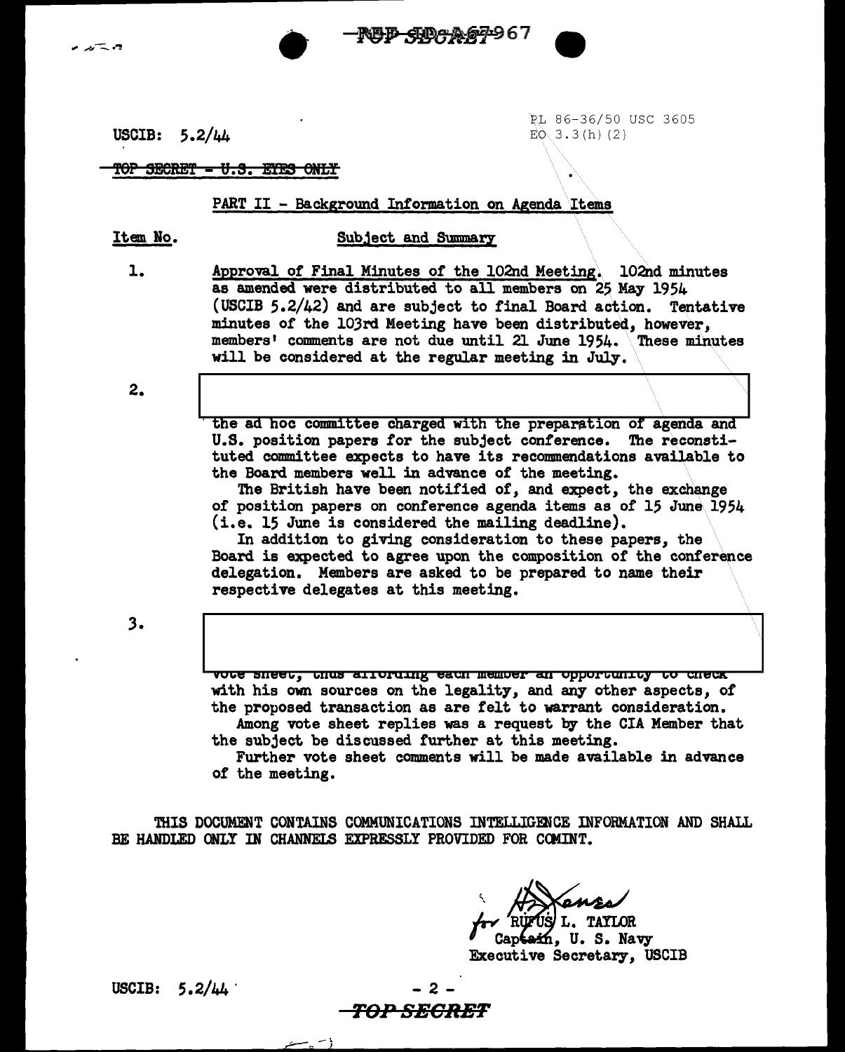USCIB: 5.2/44

PL 86-36/50 USC 3605
EO 3.3(h)(2)

~~TOP SECRET - U.S. EYES ONLY~~

PART II - Background Information on Agenda Items

| Item No. | Subject and Summary |
|---|---|
| 1. | Approval of Final Minutes of the 102nd Meeting. 102nd minutes as amended were distributed to all members on 25 May 1954 (USCIB 5.2/42) and are subject to final Board action. Tentative minutes of the 103rd Meeting have been distributed, however, members' comments are not due until 21 June 1954. These minutes will be considered at the regular meeting in July. |
| 2. | [redacted] the ad hoc committee charged with the preparation of agenda and U.S. position papers for the subject conference. The reconstituted committee expects to have its recommendations available to the Board members well in advance of the meeting. The British have been notified of, and expect, the exchange of position papers on conference agenda items as of 15 June 1954 (i.e. 15 June is considered the mailing deadline). In addition to giving consideration to these papers, the Board is expected to agree upon the composition of the conference delegation. Members are asked to be prepared to name their respective delegates at this meeting. |
| 3. | [redacted] vote sheet, thus affording each member an opportunity to check with his own sources on the legality, and any other aspects, of the proposed transaction as are felt to warrant consideration. Among vote sheet replies was a request by the CIA Member that the subject be discussed further at this meeting. Further vote sheet comments will be made available in advance of the meeting. |

THIS DOCUMENT CONTAINS COMMUNICATIONS INTELLIGENCE INFORMATION AND SHALL BE HANDLED ONLY IN CHANNELS EXPRESSLY PROVIDED FOR COMINT.

for RUFUS L. TAYLOR
Captain, U. S. Navy
Executive Secretary, USCIB

USCIB: 5.2/44

TOP SECRET